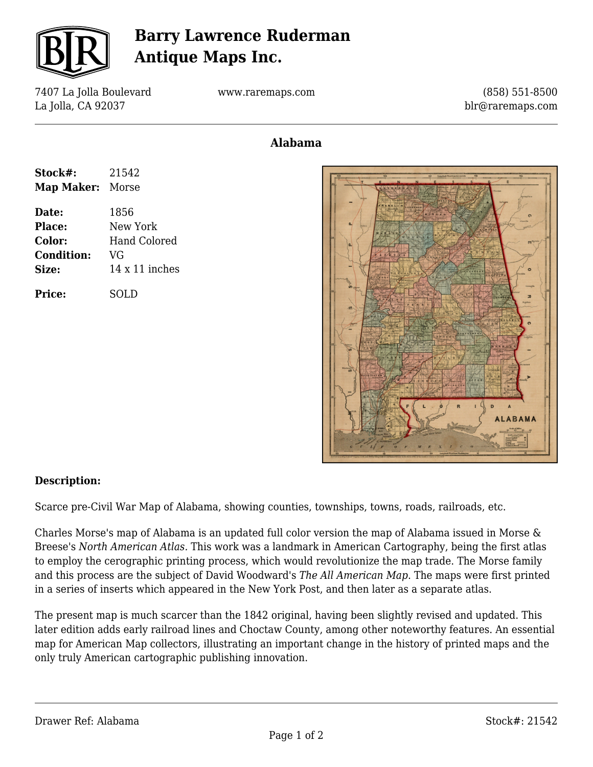# Barry Lawrence Ruderman Antique Maps Inc.

7407 La Jolla Boulevard
La Jolla, CA 92037

www.raremaps.com

(858) 551-8500
blr@raremaps.com

## Alabama

| | |
|---|---|
| **Stock#:** | 21542 |
| **Map Maker:** | Morse |
| **Date:** | 1856 |
| **Place:** | New York |
| **Color:** | Hand Colored |
| **Condition:** | VG |
| **Size:** | 14 x 11 inches |
| **Price:** | SOLD |

### Description:

Scarce pre-Civil War Map of Alabama, showing counties, townships, towns, roads, railroads, etc.

Charles Morse's map of Alabama is an updated full color version the map of Alabama issued in Morse & Breese's *North American Atlas*. This work was a landmark in American Cartography, being the first atlas to employ the cerographic printing process, which would revolutionize the map trade. The Morse family and this process are the subject of David Woodward's *The All American Map*. The maps were first printed in a series of inserts which appeared in the New York Post, and then later as a separate atlas.

The present map is much scarcer than the 1842 original, having been slightly revised and updated. This later edition adds early railroad lines and Choctaw County, among other noteworthy features. An essential map for American Map collectors, illustrating an important change in the history of printed maps and the only truly American cartographic publishing innovation.

Drawer Ref: Alabama

Stock#: 21542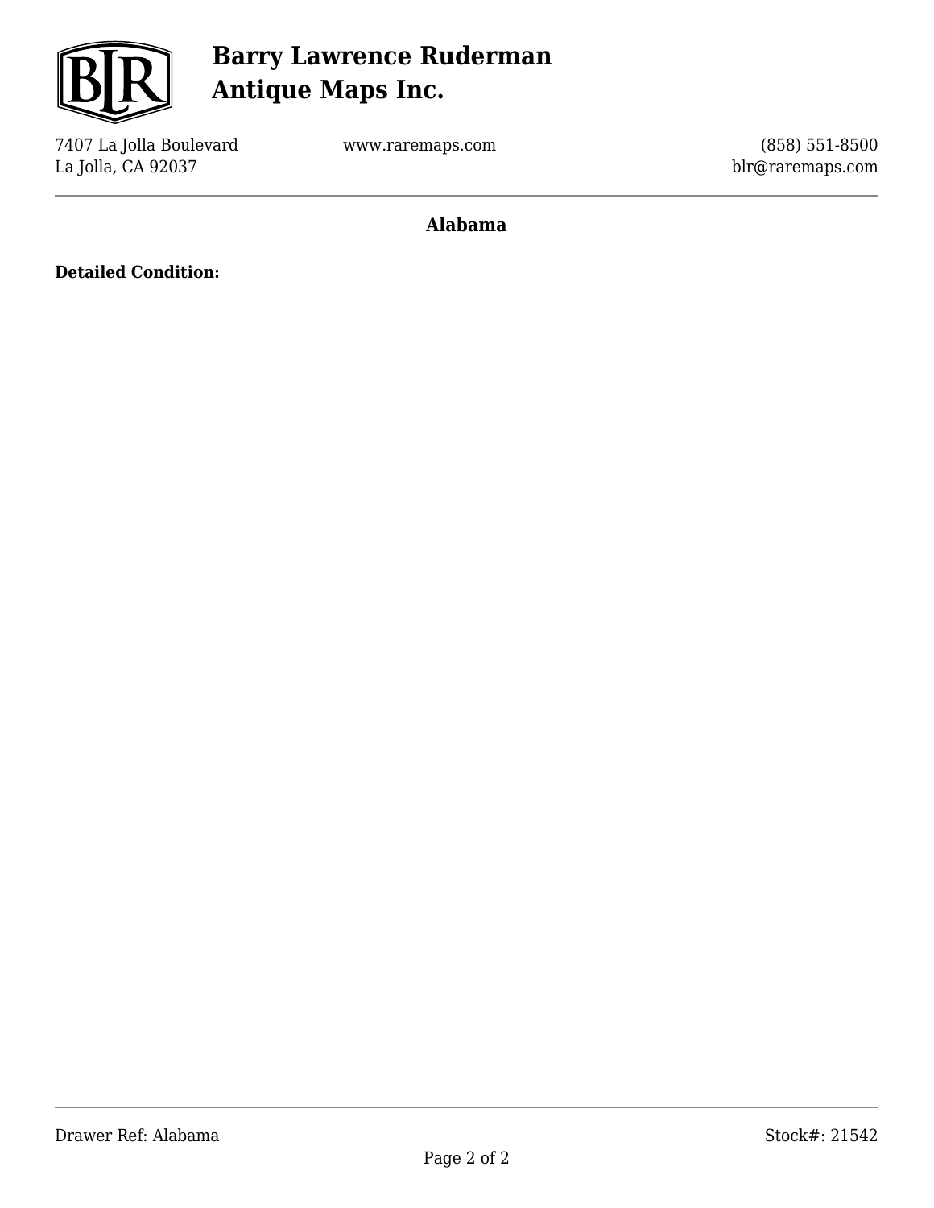**Alabama**

**Detailed Condition:**